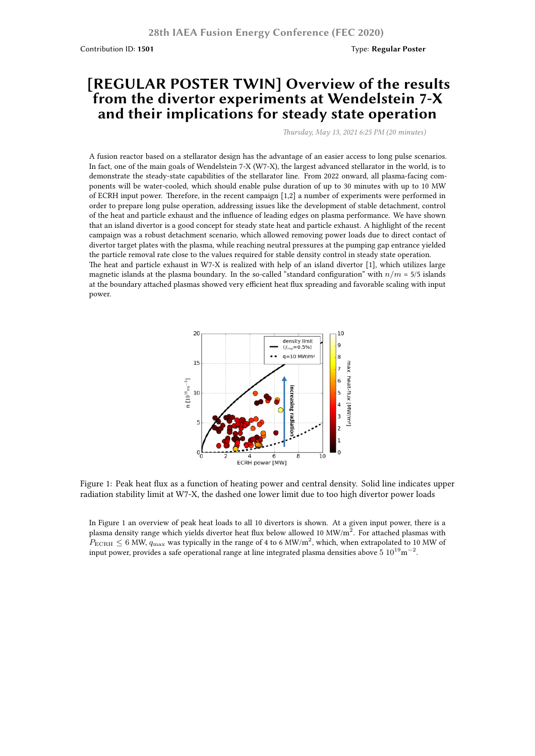Contribution ID: **1501**

Type: **Regular Poster**

# [REGULAR POSTER TWIN] Overview of the results from the divertor experiments at Wendelstein 7-X and their implications for steady state operation

*Thursday, May 13, 2021 6:25 PM (20 minutes)*

A fusion reactor based on a stellarator design has the advantage of an easier access to long pulse scenarios. In fact, one of the main goals of Wendelstein 7-X (W7-X), the largest advanced stellarator in the world, is to demonstrate the steady-state capabilities of the stellarator line. From 2022 onward, all plasma-facing components will be water-cooled, which should enable pulse duration of up to 30 minutes with up to 10 MW of ECRH input power. Therefore, in the recent campaign [1,2] a number of experiments were performed in order to prepare long pulse operation, addressing issues like the development of stable detachment, control of the heat and particle exhaust and the influence of leading edges on plasma performance. We have shown that an island divertor is a good concept for steady state heat and particle exhaust. A highlight of the recent campaign was a robust detachment scenario, which allowed removing power loads due to direct contact of divertor target plates with the plasma, while reaching neutral pressures at the pumping gap entrance yielded the particle removal rate close to the values required for stable density control in steady state operation.

The heat and particle exhaust in W7-X is realized with help of an island divertor [1], which utilizes large magnetic islands at the plasma boundary. In the so-called "standard configuration" with $n/m$ = 5/5 islands at the boundary attached plasmas showed very efficient heat flux spreading and favorable scaling with input power.

Figure 1: Peak heat flux as a function of heating power and central density. Solid line indicates upper radiation stability limit at W7-X, the dashed one lower limit due to too high divertor power loads

In Figure 1 an overview of peak heat loads to all 10 divertors is shown. At a given input power, there is a plasma density range which yields divertor heat flux below allowed 10 MW/m$^2$. For attached plasmas with $P_{\mathrm{ECRH}} \leq 6$ MW, $q_{\max}$ was typically in the range of 4 to 6 MW/m$^2$, which, when extrapolated to 10 MW of input power, provides a safe operational range at line integrated plasma densities above 5 $10^{19}$m$^{-2}$.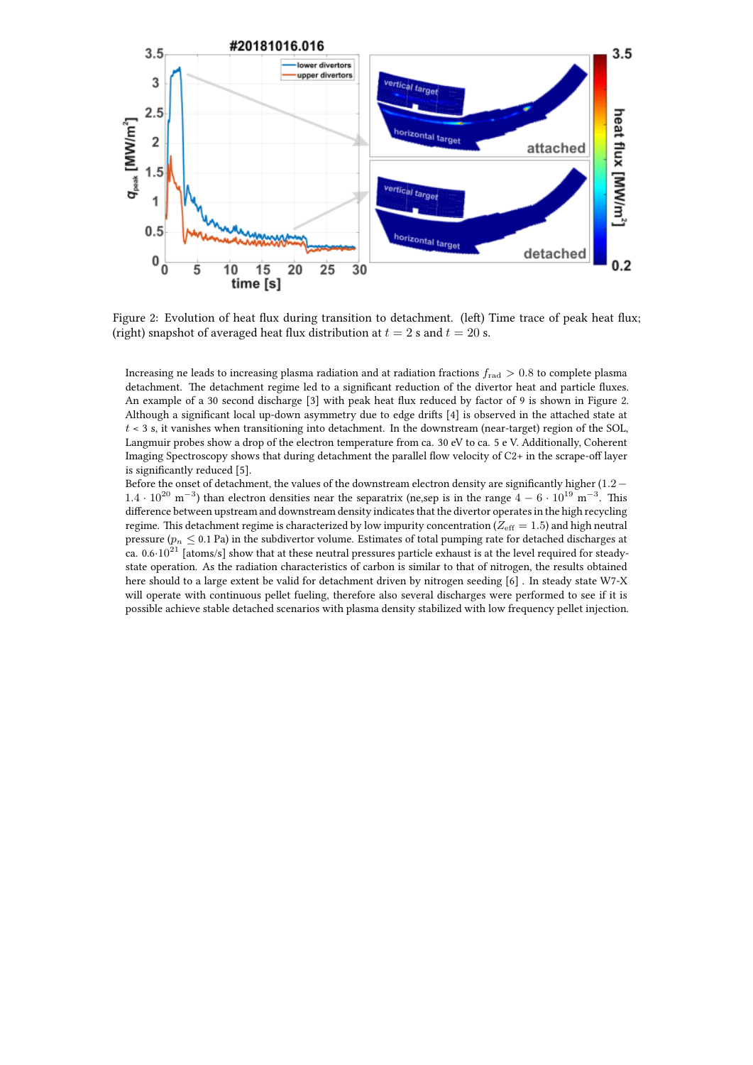Figure 2: Evolution of heat flux during transition to detachment. (left) Time trace of peak heat flux; (right) snapshot of averaged heat flux distribution at $t = 2$ s and $t = 20$ s.

Increasing ne leads to increasing plasma radiation and at radiation fractions $f_{\mathrm{rad}} > 0.8$ to complete plasma detachment. The detachment regime led to a significant reduction of the divertor heat and particle fluxes. An example of a 30 second discharge [3] with peak heat flux reduced by factor of 9 is shown in Figure 2. Although a significant local up-down asymmetry due to edge drifts [4] is observed in the attached state at $t$ < 3 s, it vanishes when transitioning into detachment. In the downstream (near-target) region of the SOL, Langmuir probes show a drop of the electron temperature from ca. 30 eV to ca. 5 e V. Additionally, Coherent Imaging Spectroscopy shows that during detachment the parallel flow velocity of C2+ in the scrape-off layer is significantly reduced [5].

Before the onset of detachment, the values of the downstream electron density are significantly higher ($1.2 - 1.4 \cdot 10^{20}$ $\mathrm{m}^{-3}$) than electron densities near the separatrix (ne,sep is in the range $4 - 6 \cdot 10^{19}$ $\mathrm{m}^{-3}$. This difference between upstream and downstream density indicates that the divertor operates in the high recycling regime. This detachment regime is characterized by low impurity concentration ($Z_{\mathrm{eff}} = 1.5$) and high neutral pressure ($p_n \leq 0.1$ Pa) in the subdivertor volume. Estimates of total pumping rate for detached discharges at ca. $0.6 \cdot 10^{21}$ [atoms/s] show that at these neutral pressures particle exhaust is at the level required for steady-state operation. As the radiation characteristics of carbon is similar to that of nitrogen, the results obtained here should to a large extent be valid for detachment driven by nitrogen seeding [6] . In steady state W7-X will operate with continuous pellet fueling, therefore also several discharges were performed to see if it is possible achieve stable detached scenarios with plasma density stabilized with low frequency pellet injection.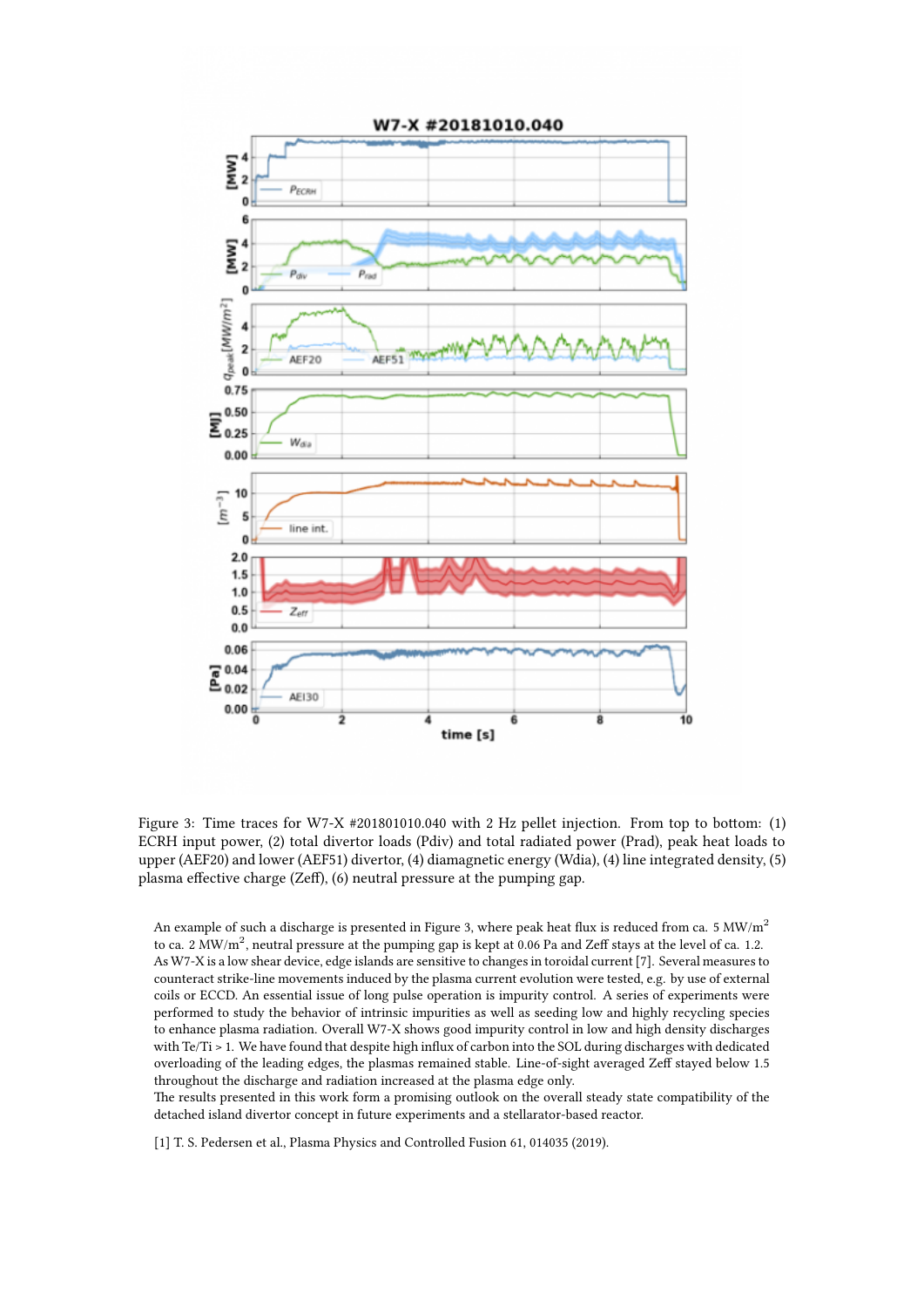Figure 3: Time traces for W7-X #201801010.040 with 2 Hz pellet injection. From top to bottom: (1) ECRH input power, (2) total divertor loads (Pdiv) and total radiated power (Prad), peak heat loads to upper (AEF20) and lower (AEF51) divertor, (4) diamagnetic energy (Wdia), (4) line integrated density, (5) plasma effective charge (Zeff), (6) neutral pressure at the pumping gap.

An example of such a discharge is presented in Figure 3, where peak heat flux is reduced from ca. 5 $MW/m^2$ to ca. 2 $MW/m^2$, neutral pressure at the pumping gap is kept at 0.06 Pa and Zeff stays at the level of ca. 1.2. As W7-X is a low shear device, edge islands are sensitive to changes in toroidal current [7]. Several measures to counteract strike-line movements induced by the plasma current evolution were tested, e.g. by use of external coils or ECCD. An essential issue of long pulse operation is impurity control. A series of experiments were performed to study the behavior of intrinsic impurities as well as seeding low and highly recycling species to enhance plasma radiation. Overall W7-X shows good impurity control in low and high density discharges with Te/Ti > 1. We have found that despite high influx of carbon into the SOL during discharges with dedicated overloading of the leading edges, the plasmas remained stable. Line-of-sight averaged Zeff stayed below 1.5 throughout the discharge and radiation increased at the plasma edge only.
The results presented in this work form a promising outlook on the overall steady state compatibility of the detached island divertor concept in future experiments and a stellarator-based reactor.

[1] T. S. Pedersen et al., Plasma Physics and Controlled Fusion 61, 014035 (2019).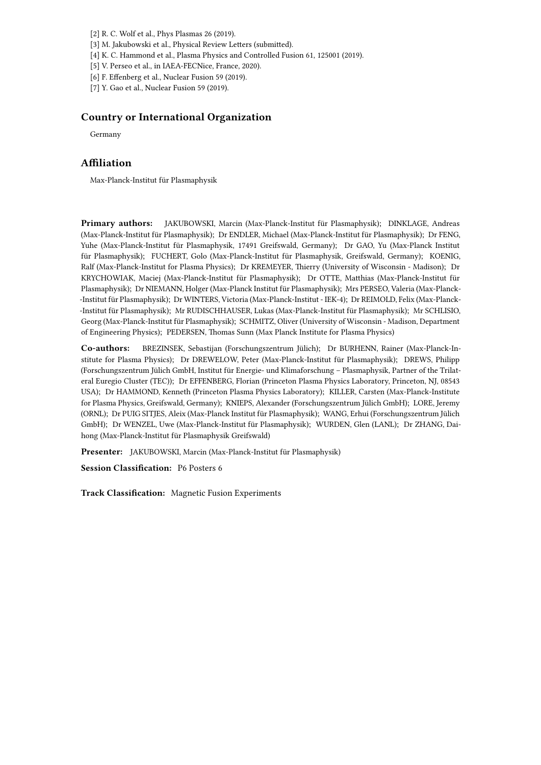[2] R. C. Wolf et al., Phys Plasmas 26 (2019).
[3] M. Jakubowski et al., Physical Review Letters (submitted).
[4] K. C. Hammond et al., Plasma Physics and Controlled Fusion 61, 125001 (2019).
[5] V. Perseo et al., in IAEA-FECNice, France, 2020).
[6] F. Effenberg et al., Nuclear Fusion 59 (2019).
[7] Y. Gao et al., Nuclear Fusion 59 (2019).

## Country or International Organization

Germany

## Affiliation

Max-Planck-Institut für Plasmaphysik

**Primary authors:** JAKUBOWSKI, Marcin (Max-Planck-Institut für Plasmaphysik); DINKLAGE, Andreas (Max-Planck-Institut für Plasmaphysik); Dr ENDLER, Michael (Max-Planck-Institut für Plasmaphysik); Dr FENG, Yuhe (Max-Planck-Institut für Plasmaphysik, 17491 Greifswald, Germany); Dr GAO, Yu (Max-Planck Institut für Plasmaphysik); FUCHERT, Golo (Max-Planck-Institut für Plasmaphysik, Greifswald, Germany); KOENIG, Ralf (Max-Planck-Institut for Plasma Physics); Dr KREMEYER, Thierry (University of Wisconsin - Madison); Dr KRYCHOWIAK, Maciej (Max-Planck-Institut für Plasmaphysik); Dr OTTE, Matthias (Max-Planck-Institut für Plasmaphysik); Dr NIEMANN, Holger (Max-Planck Institut für Plasmaphysik); Mrs PERSEO, Valeria (Max-Planck--Institut für Plasmaphysik); Dr WINTERS, Victoria (Max-Planck-Institut - IEK-4); Dr REIMOLD, Felix (Max-Planck--Institut für Plasmaphysik); Mr RUDISCHHAUSER, Lukas (Max-Planck-Institut für Plasmaphysik); Mr SCHLISIO, Georg (Max-Planck-Institut für Plasmaphysik); SCHMITZ, Oliver (University of Wisconsin - Madison, Department of Engineering Physics); PEDERSEN, Thomas Sunn (Max Planck Institute for Plasma Physics)

**Co-authors:** BREZINSEK, Sebastijan (Forschungszentrum Jülich); Dr BURHENN, Rainer (Max-Planck-Institute for Plasma Physics); Dr DREWELOW, Peter (Max-Planck-Institut für Plasmaphysik); DREWS, Philipp (Forschungszentrum Jülich GmbH, Institut für Energie- und Klimaforschung – Plasmaphysik, Partner of the Trilateral Euregio Cluster (TEC)); Dr EFFENBERG, Florian (Princeton Plasma Physics Laboratory, Princeton, NJ, 08543 USA); Dr HAMMOND, Kenneth (Princeton Plasma Physics Laboratory); KILLER, Carsten (Max-Planck-Institute for Plasma Physics, Greifswald, Germany); KNIEPS, Alexander (Forschungszentrum Jülich GmbH); LORE, Jeremy (ORNL); Dr PUIG SITJES, Aleix (Max-Planck Institut für Plasmaphysik); WANG, Erhui (Forschungszentrum Jülich GmbH); Dr WENZEL, Uwe (Max-Planck-Institut für Plasmaphysik); WURDEN, Glen (LANL); Dr ZHANG, Daihong (Max-Planck-Institut für Plasmaphysik Greifswald)

**Presenter:** JAKUBOWSKI, Marcin (Max-Planck-Institut für Plasmaphysik)

**Session Classification:** P6 Posters 6

**Track Classification:** Magnetic Fusion Experiments